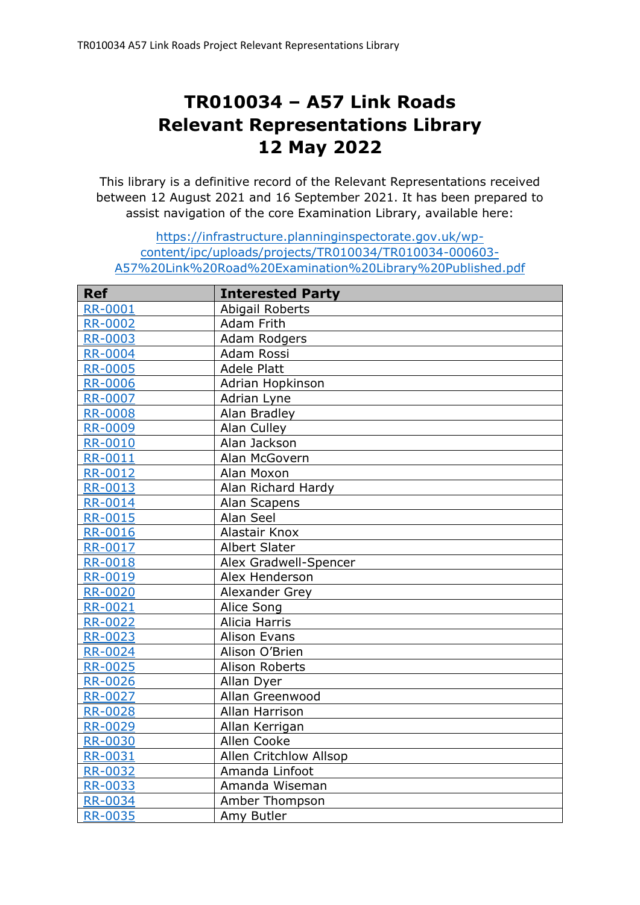# TR010034 – A57 Link Roads Relevant Representations Library 12 May 2022

This library is a definitive record of the Relevant Representations received between 12 August 2021 and 16 September 2021. It has been prepared to assist navigation of the core Examination Library, available here:

https://infrastructure.planninginspectorate.gov.uk/wp-content/ipc/uploads/projects/TR010034/TR010034-000603-A57%20Link%20Road%20Examination%20Library%20Published.pdf

| Ref | Interested Party |
|---|---|
| RR-0001 | Abigail Roberts |
| RR-0002 | Adam Frith |
| RR-0003 | Adam Rodgers |
| RR-0004 | Adam Rossi |
| RR-0005 | Adele Platt |
| RR-0006 | Adrian Hopkinson |
| RR-0007 | Adrian Lyne |
| RR-0008 | Alan Bradley |
| RR-0009 | Alan Culley |
| RR-0010 | Alan Jackson |
| RR-0011 | Alan McGovern |
| RR-0012 | Alan Moxon |
| RR-0013 | Alan Richard Hardy |
| RR-0014 | Alan Scapens |
| RR-0015 | Alan Seel |
| RR-0016 | Alastair Knox |
| RR-0017 | Albert Slater |
| RR-0018 | Alex Gradwell-Spencer |
| RR-0019 | Alex Henderson |
| RR-0020 | Alexander Grey |
| RR-0021 | Alice Song |
| RR-0022 | Alicia Harris |
| RR-0023 | Alison Evans |
| RR-0024 | Alison O'Brien |
| RR-0025 | Alison Roberts |
| RR-0026 | Allan Dyer |
| RR-0027 | Allan Greenwood |
| RR-0028 | Allan Harrison |
| RR-0029 | Allan Kerrigan |
| RR-0030 | Allen Cooke |
| RR-0031 | Allen Critchlow Allsop |
| RR-0032 | Amanda Linfoot |
| RR-0033 | Amanda Wiseman |
| RR-0034 | Amber Thompson |
| RR-0035 | Amy Butler |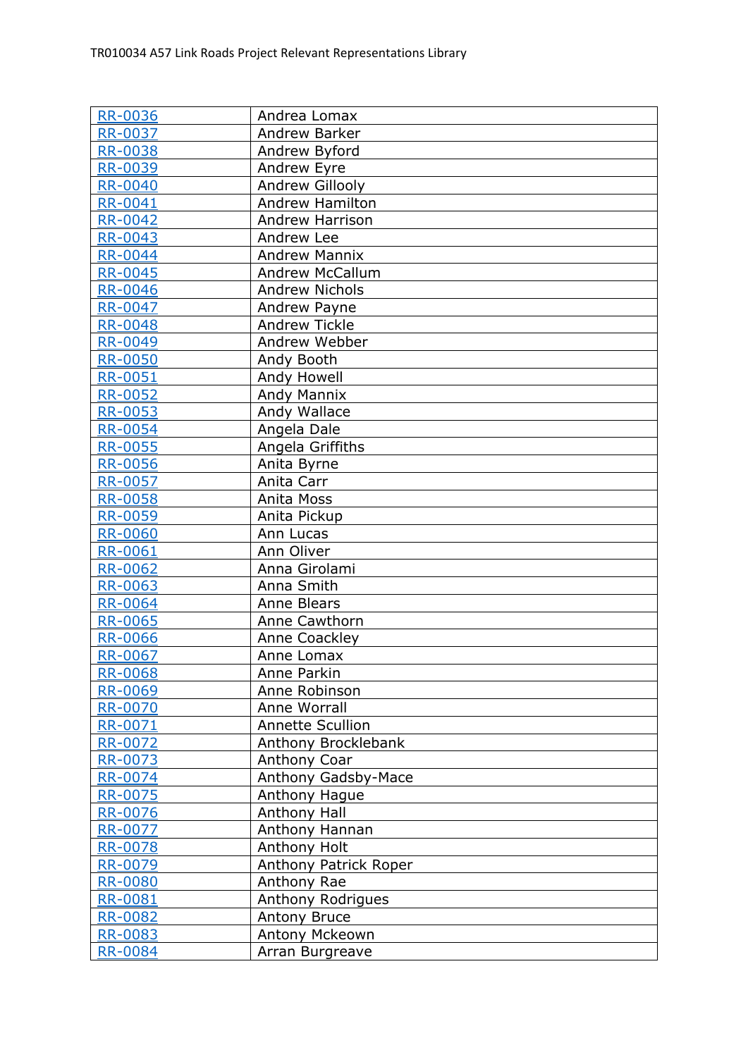| RR-0036 | Andrea Lomax |
|---|---|
| RR-0037 | Andrew Barker |
| RR-0038 | Andrew Byford |
| RR-0039 | Andrew Eyre |
| RR-0040 | Andrew Gillooly |
| RR-0041 | Andrew Hamilton |
| RR-0042 | Andrew Harrison |
| RR-0043 | Andrew Lee |
| RR-0044 | Andrew Mannix |
| RR-0045 | Andrew McCallum |
| RR-0046 | Andrew Nichols |
| RR-0047 | Andrew Payne |
| RR-0048 | Andrew Tickle |
| RR-0049 | Andrew Webber |
| RR-0050 | Andy Booth |
| RR-0051 | Andy Howell |
| RR-0052 | Andy Mannix |
| RR-0053 | Andy Wallace |
| RR-0054 | Angela Dale |
| RR-0055 | Angela Griffiths |
| RR-0056 | Anita Byrne |
| RR-0057 | Anita Carr |
| RR-0058 | Anita Moss |
| RR-0059 | Anita Pickup |
| RR-0060 | Ann Lucas |
| RR-0061 | Ann Oliver |
| RR-0062 | Anna Girolami |
| RR-0063 | Anna Smith |
| RR-0064 | Anne Blears |
| RR-0065 | Anne Cawthorn |
| RR-0066 | Anne Coackley |
| RR-0067 | Anne Lomax |
| RR-0068 | Anne Parkin |
| RR-0069 | Anne Robinson |
| RR-0070 | Anne Worrall |
| RR-0071 | Annette Scullion |
| RR-0072 | Anthony Brocklebank |
| RR-0073 | Anthony Coar |
| RR-0074 | Anthony Gadsby-Mace |
| RR-0075 | Anthony Hague |
| RR-0076 | Anthony Hall |
| RR-0077 | Anthony Hannan |
| RR-0078 | Anthony Holt |
| RR-0079 | Anthony Patrick Roper |
| RR-0080 | Anthony Rae |
| RR-0081 | Anthony Rodrigues |
| RR-0082 | Antony Bruce |
| RR-0083 | Antony Mckeown |
| RR-0084 | Arran Burgreave |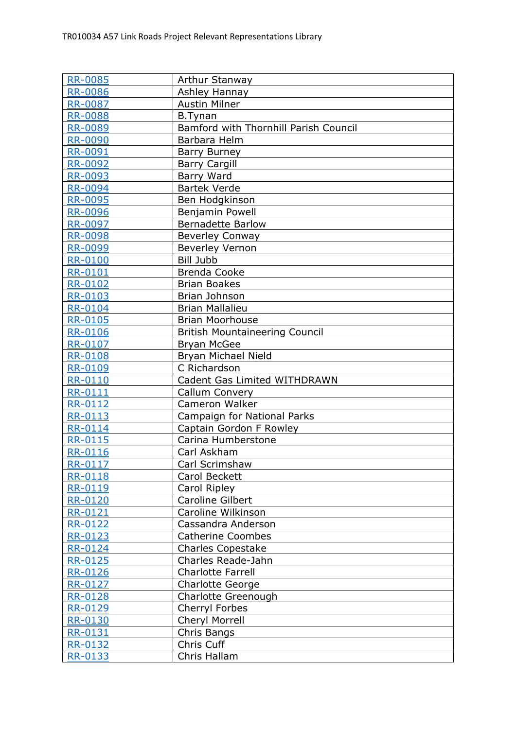| [RR-0085](RR-0085) | Arthur Stanway |
|---|---|
| [RR-0086](RR-0086) | Ashley Hannay |
| [RR-0087](RR-0087) | Austin Milner |
| [RR-0088](RR-0088) | B.Tynan |
| [RR-0089](RR-0089) | Bamford with Thornhill Parish Council |
| [RR-0090](RR-0090) | Barbara Helm |
| [RR-0091](RR-0091) | Barry Burney |
| [RR-0092](RR-0092) | Barry Cargill |
| [RR-0093](RR-0093) | Barry Ward |
| [RR-0094](RR-0094) | Bartek Verde |
| [RR-0095](RR-0095) | Ben Hodgkinson |
| [RR-0096](RR-0096) | Benjamin Powell |
| [RR-0097](RR-0097) | Bernadette Barlow |
| [RR-0098](RR-0098) | Beverley Conway |
| [RR-0099](RR-0099) | Beverley Vernon |
| [RR-0100](RR-0100) | Bill Jubb |
| [RR-0101](RR-0101) | Brenda Cooke |
| [RR-0102](RR-0102) | Brian Boakes |
| [RR-0103](RR-0103) | Brian Johnson |
| [RR-0104](RR-0104) | Brian Mallalieu |
| [RR-0105](RR-0105) | Brian Moorhouse |
| [RR-0106](RR-0106) | British Mountaineering Council |
| [RR-0107](RR-0107) | Bryan McGee |
| [RR-0108](RR-0108) | Bryan Michael Nield |
| [RR-0109](RR-0109) | C Richardson |
| [RR-0110](RR-0110) | Cadent Gas Limited WITHDRAWN |
| [RR-0111](RR-0111) | Callum Convery |
| [RR-0112](RR-0112) | Cameron Walker |
| [RR-0113](RR-0113) | Campaign for National Parks |
| [RR-0114](RR-0114) | Captain Gordon F Rowley |
| [RR-0115](RR-0115) | Carina Humberstone |
| [RR-0116](RR-0116) | Carl Askham |
| [RR-0117](RR-0117) | Carl Scrimshaw |
| [RR-0118](RR-0118) | Carol Beckett |
| [RR-0119](RR-0119) | Carol Ripley |
| [RR-0120](RR-0120) | Caroline Gilbert |
| [RR-0121](RR-0121) | Caroline Wilkinson |
| [RR-0122](RR-0122) | Cassandra Anderson |
| [RR-0123](RR-0123) | Catherine Coombes |
| [RR-0124](RR-0124) | Charles Copestake |
| [RR-0125](RR-0125) | Charles Reade-Jahn |
| [RR-0126](RR-0126) | Charlotte Farrell |
| [RR-0127](RR-0127) | Charlotte George |
| [RR-0128](RR-0128) | Charlotte Greenough |
| [RR-0129](RR-0129) | Cherryl Forbes |
| [RR-0130](RR-0130) | Cheryl Morrell |
| [RR-0131](RR-0131) | Chris Bangs |
| [RR-0132](RR-0132) | Chris Cuff |
| [RR-0133](RR-0133) | Chris Hallam |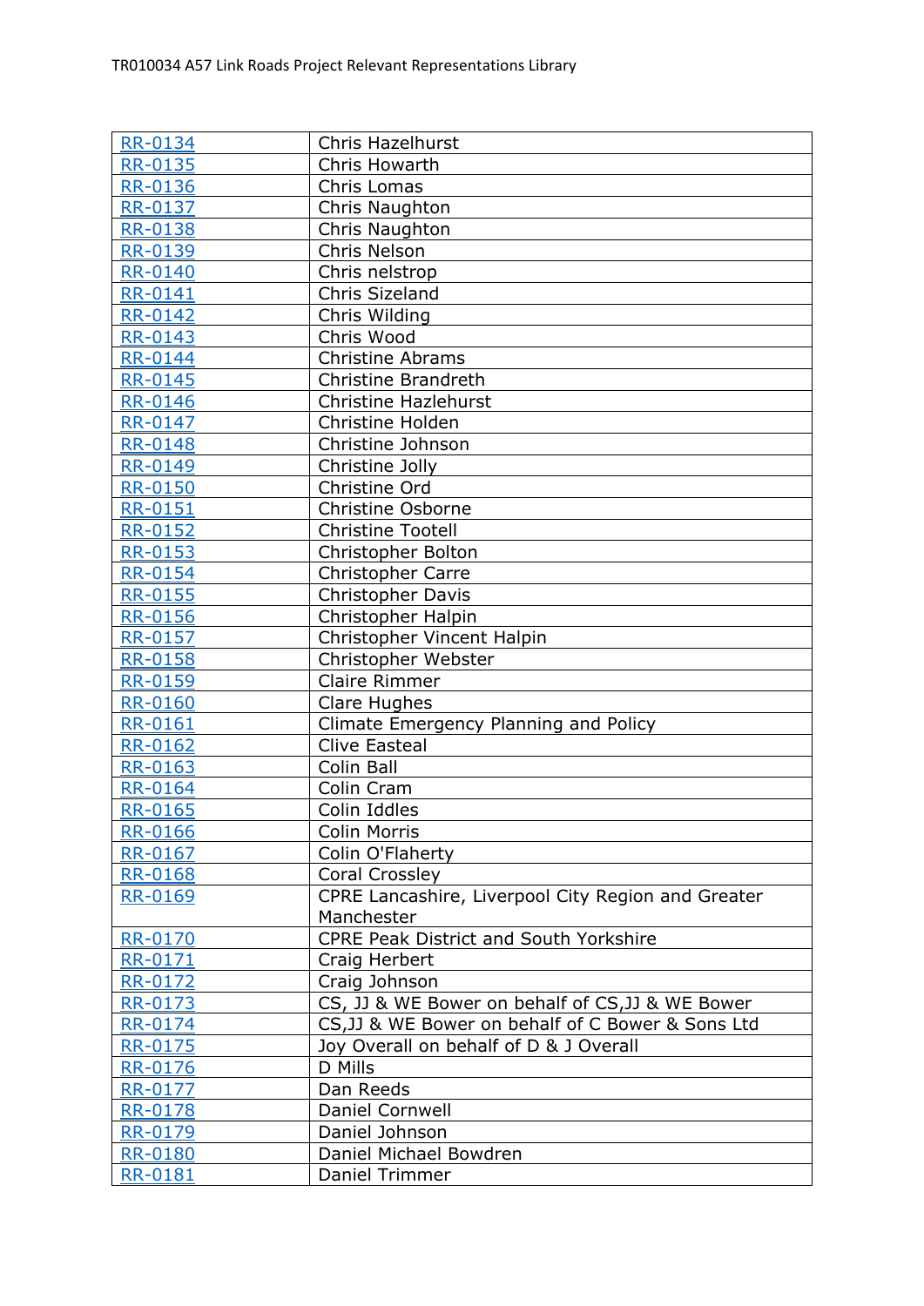| RR-0134 | Chris Hazelhurst |
|---|---|
| RR-0135 | Chris Howarth |
| RR-0136 | Chris Lomas |
| RR-0137 | Chris Naughton |
| RR-0138 | Chris Naughton |
| RR-0139 | Chris Nelson |
| RR-0140 | Chris nelstrop |
| RR-0141 | Chris Sizeland |
| RR-0142 | Chris Wilding |
| RR-0143 | Chris Wood |
| RR-0144 | Christine Abrams |
| RR-0145 | Christine Brandreth |
| RR-0146 | Christine Hazlehurst |
| RR-0147 | Christine Holden |
| RR-0148 | Christine Johnson |
| RR-0149 | Christine Jolly |
| RR-0150 | Christine Ord |
| RR-0151 | Christine Osborne |
| RR-0152 | Christine Tootell |
| RR-0153 | Christopher Bolton |
| RR-0154 | Christopher Carre |
| RR-0155 | Christopher Davis |
| RR-0156 | Christopher Halpin |
| RR-0157 | Christopher Vincent Halpin |
| RR-0158 | Christopher Webster |
| RR-0159 | Claire Rimmer |
| RR-0160 | Clare Hughes |
| RR-0161 | Climate Emergency Planning and Policy |
| RR-0162 | Clive Easteal |
| RR-0163 | Colin Ball |
| RR-0164 | Colin Cram |
| RR-0165 | Colin Iddles |
| RR-0166 | Colin Morris |
| RR-0167 | Colin O'Flaherty |
| RR-0168 | Coral Crossley |
| RR-0169 | CPRE Lancashire, Liverpool City Region and Greater Manchester |
| RR-0170 | CPRE Peak District and South Yorkshire |
| RR-0171 | Craig Herbert |
| RR-0172 | Craig Johnson |
| RR-0173 | CS, JJ & WE Bower on behalf of CS,JJ & WE Bower |
| RR-0174 | CS,JJ & WE Bower on behalf of C Bower & Sons Ltd |
| RR-0175 | Joy Overall on behalf of D & J Overall |
| RR-0176 | D Mills |
| RR-0177 | Dan Reeds |
| RR-0178 | Daniel Cornwell |
| RR-0179 | Daniel Johnson |
| RR-0180 | Daniel Michael Bowdren |
| RR-0181 | Daniel Trimmer |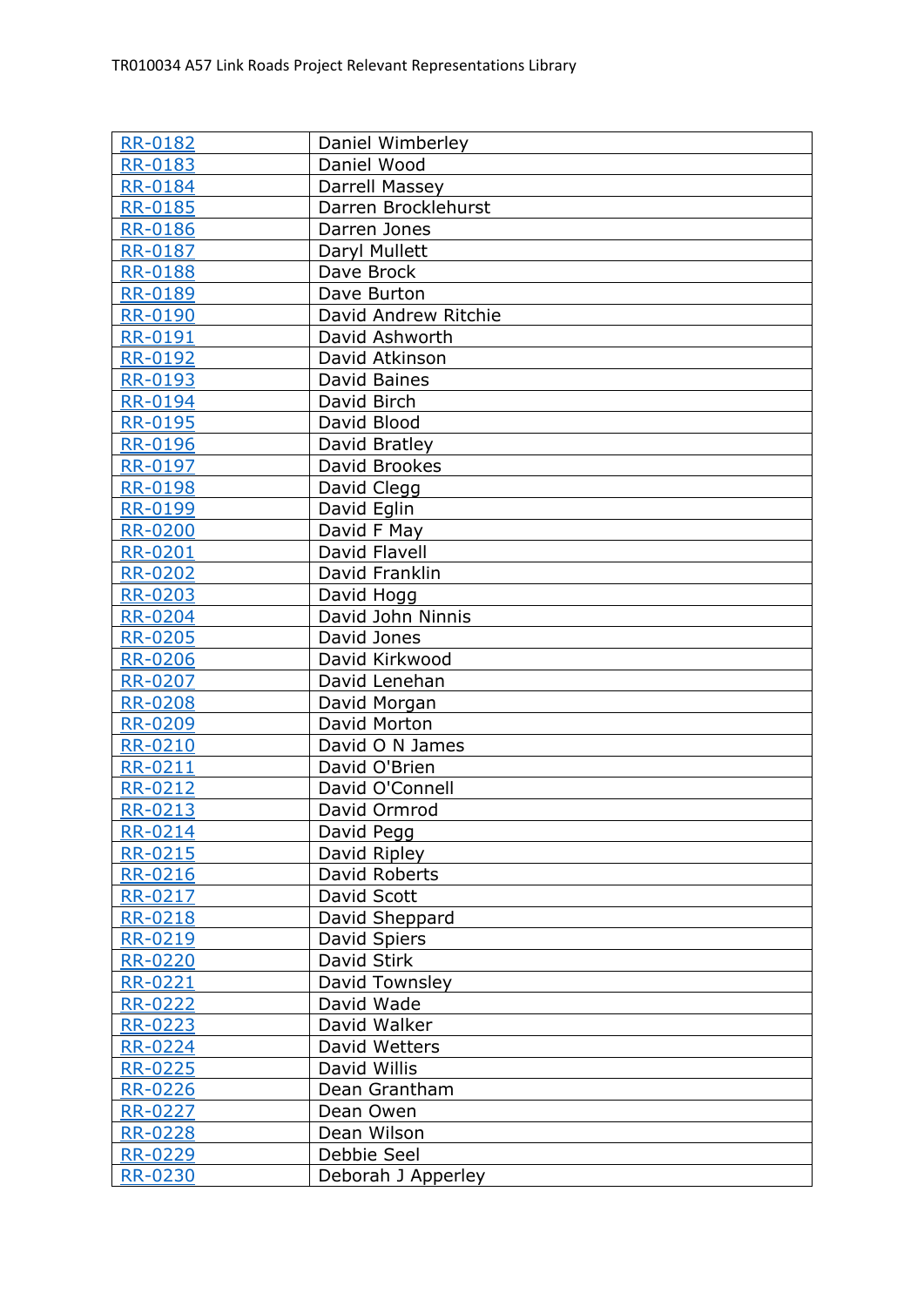| RR-0182 | Daniel Wimberley |
|---|---|
| RR-0183 | Daniel Wood |
| RR-0184 | Darrell Massey |
| RR-0185 | Darren Brocklehurst |
| RR-0186 | Darren Jones |
| RR-0187 | Daryl Mullett |
| RR-0188 | Dave Brock |
| RR-0189 | Dave Burton |
| RR-0190 | David Andrew Ritchie |
| RR-0191 | David Ashworth |
| RR-0192 | David Atkinson |
| RR-0193 | David Baines |
| RR-0194 | David Birch |
| RR-0195 | David Blood |
| RR-0196 | David Bratley |
| RR-0197 | David Brookes |
| RR-0198 | David Clegg |
| RR-0199 | David Eglin |
| RR-0200 | David F May |
| RR-0201 | David Flavell |
| RR-0202 | David Franklin |
| RR-0203 | David Hogg |
| RR-0204 | David John Ninnis |
| RR-0205 | David Jones |
| RR-0206 | David Kirkwood |
| RR-0207 | David Lenehan |
| RR-0208 | David Morgan |
| RR-0209 | David Morton |
| RR-0210 | David O N James |
| RR-0211 | David O'Brien |
| RR-0212 | David O'Connell |
| RR-0213 | David Ormrod |
| RR-0214 | David Pegg |
| RR-0215 | David Ripley |
| RR-0216 | David Roberts |
| RR-0217 | David Scott |
| RR-0218 | David Sheppard |
| RR-0219 | David Spiers |
| RR-0220 | David Stirk |
| RR-0221 | David Townsley |
| RR-0222 | David Wade |
| RR-0223 | David Walker |
| RR-0224 | David Wetters |
| RR-0225 | David Willis |
| RR-0226 | Dean Grantham |
| RR-0227 | Dean Owen |
| RR-0228 | Dean Wilson |
| RR-0229 | Debbie Seel |
| RR-0230 | Deborah J Apperley |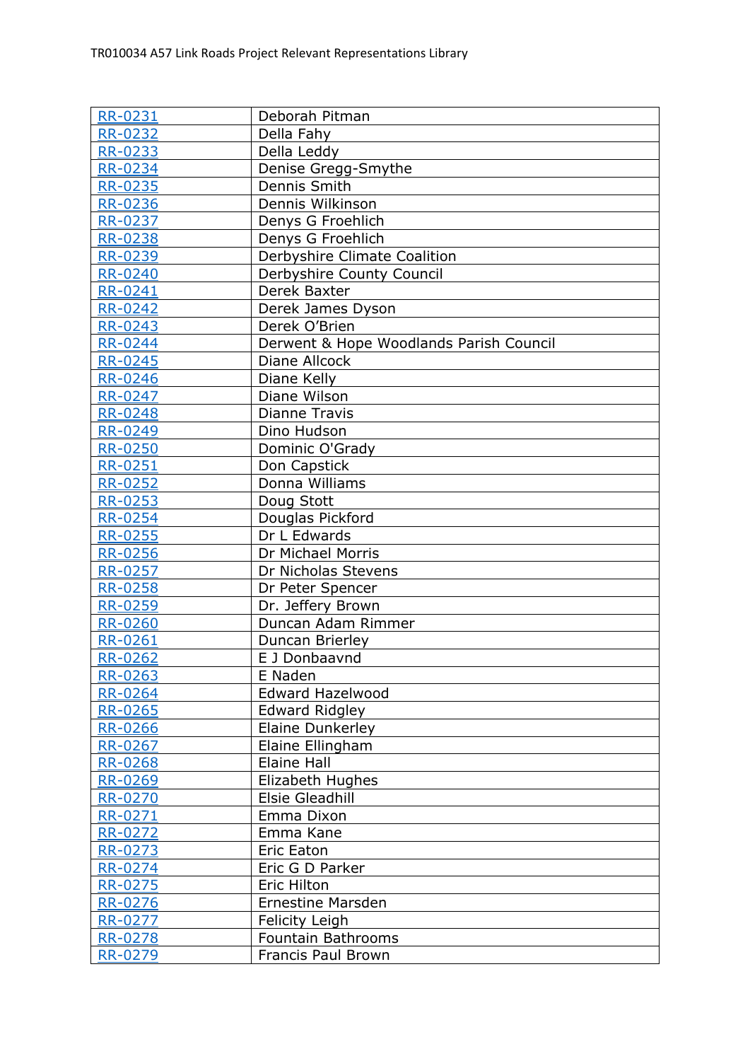| RR-0231 | Deborah Pitman |
|---|---|
| RR-0232 | Della Fahy |
| RR-0233 | Della Leddy |
| RR-0234 | Denise Gregg-Smythe |
| RR-0235 | Dennis Smith |
| RR-0236 | Dennis Wilkinson |
| RR-0237 | Denys G Froehlich |
| RR-0238 | Denys G Froehlich |
| RR-0239 | Derbyshire Climate Coalition |
| RR-0240 | Derbyshire County Council |
| RR-0241 | Derek Baxter |
| RR-0242 | Derek James Dyson |
| RR-0243 | Derek O'Brien |
| RR-0244 | Derwent & Hope Woodlands Parish Council |
| RR-0245 | Diane Allcock |
| RR-0246 | Diane Kelly |
| RR-0247 | Diane Wilson |
| RR-0248 | Dianne Travis |
| RR-0249 | Dino Hudson |
| RR-0250 | Dominic O'Grady |
| RR-0251 | Don Capstick |
| RR-0252 | Donna Williams |
| RR-0253 | Doug Stott |
| RR-0254 | Douglas Pickford |
| RR-0255 | Dr L Edwards |
| RR-0256 | Dr Michael Morris |
| RR-0257 | Dr Nicholas Stevens |
| RR-0258 | Dr Peter Spencer |
| RR-0259 | Dr. Jeffery Brown |
| RR-0260 | Duncan Adam Rimmer |
| RR-0261 | Duncan Brierley |
| RR-0262 | E J Donbaavnd |
| RR-0263 | E Naden |
| RR-0264 | Edward Hazelwood |
| RR-0265 | Edward Ridgley |
| RR-0266 | Elaine Dunkerley |
| RR-0267 | Elaine Ellingham |
| RR-0268 | Elaine Hall |
| RR-0269 | Elizabeth Hughes |
| RR-0270 | Elsie Gleadhill |
| RR-0271 | Emma Dixon |
| RR-0272 | Emma Kane |
| RR-0273 | Eric Eaton |
| RR-0274 | Eric G D Parker |
| RR-0275 | Eric Hilton |
| RR-0276 | Ernestine Marsden |
| RR-0277 | Felicity Leigh |
| RR-0278 | Fountain Bathrooms |
| RR-0279 | Francis Paul Brown |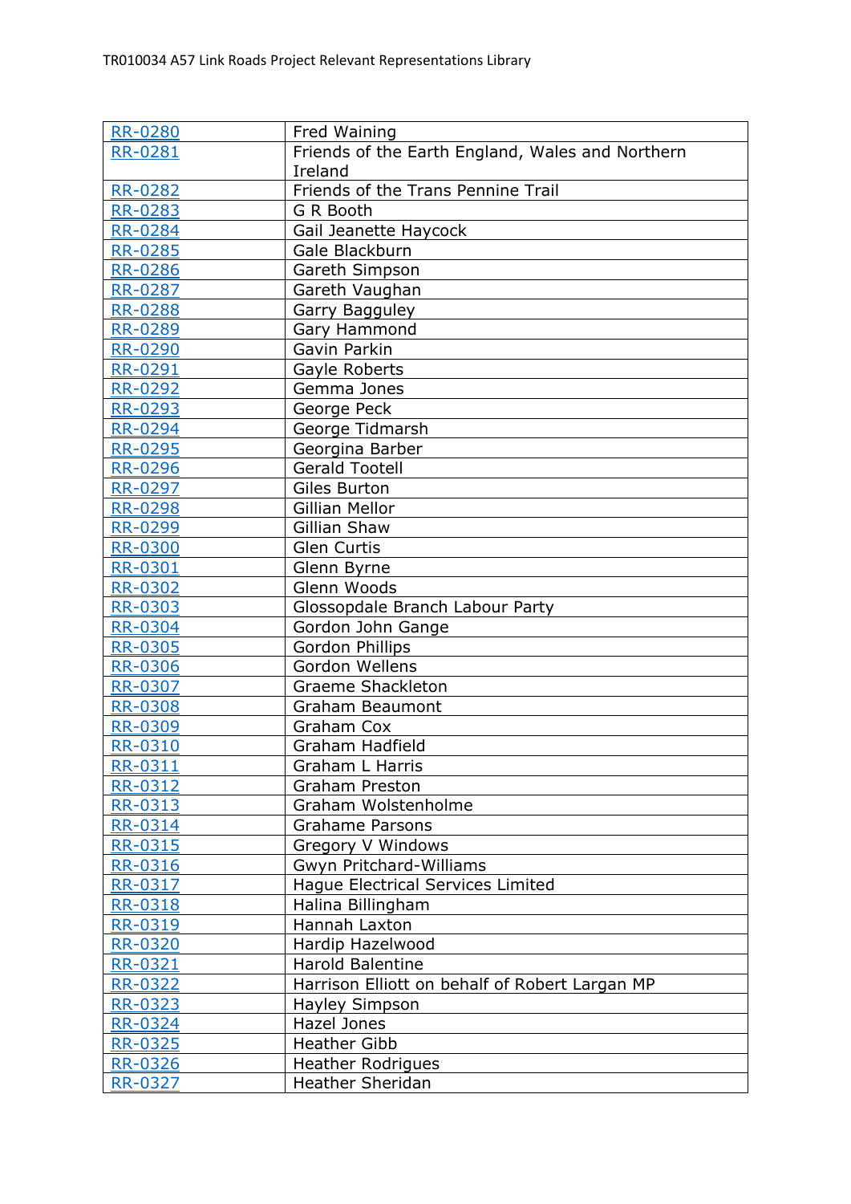| RR-0280 | Fred Waining |
|---|---|
| RR-0281 | Friends of the Earth England, Wales and Northern Ireland |
| RR-0282 | Friends of the Trans Pennine Trail |
| RR-0283 | G R Booth |
| RR-0284 | Gail Jeanette Haycock |
| RR-0285 | Gale Blackburn |
| RR-0286 | Gareth Simpson |
| RR-0287 | Gareth Vaughan |
| RR-0288 | Garry Bagguley |
| RR-0289 | Gary Hammond |
| RR-0290 | Gavin Parkin |
| RR-0291 | Gayle Roberts |
| RR-0292 | Gemma Jones |
| RR-0293 | George Peck |
| RR-0294 | George Tidmarsh |
| RR-0295 | Georgina Barber |
| RR-0296 | Gerald Tootell |
| RR-0297 | Giles Burton |
| RR-0298 | Gillian Mellor |
| RR-0299 | Gillian Shaw |
| RR-0300 | Glen Curtis |
| RR-0301 | Glenn Byrne |
| RR-0302 | Glenn Woods |
| RR-0303 | Glossopdale Branch Labour Party |
| RR-0304 | Gordon John Gange |
| RR-0305 | Gordon Phillips |
| RR-0306 | Gordon Wellens |
| RR-0307 | Graeme Shackleton |
| RR-0308 | Graham Beaumont |
| RR-0309 | Graham Cox |
| RR-0310 | Graham Hadfield |
| RR-0311 | Graham L Harris |
| RR-0312 | Graham Preston |
| RR-0313 | Graham Wolstenholme |
| RR-0314 | Grahame Parsons |
| RR-0315 | Gregory V Windows |
| RR-0316 | Gwyn Pritchard-Williams |
| RR-0317 | Hague Electrical Services Limited |
| RR-0318 | Halina Billingham |
| RR-0319 | Hannah Laxton |
| RR-0320 | Hardip Hazelwood |
| RR-0321 | Harold Balentine |
| RR-0322 | Harrison Elliott on behalf of Robert Largan MP |
| RR-0323 | Hayley Simpson |
| RR-0324 | Hazel Jones |
| RR-0325 | Heather Gibb |
| RR-0326 | Heather Rodrigues |
| RR-0327 | Heather Sheridan |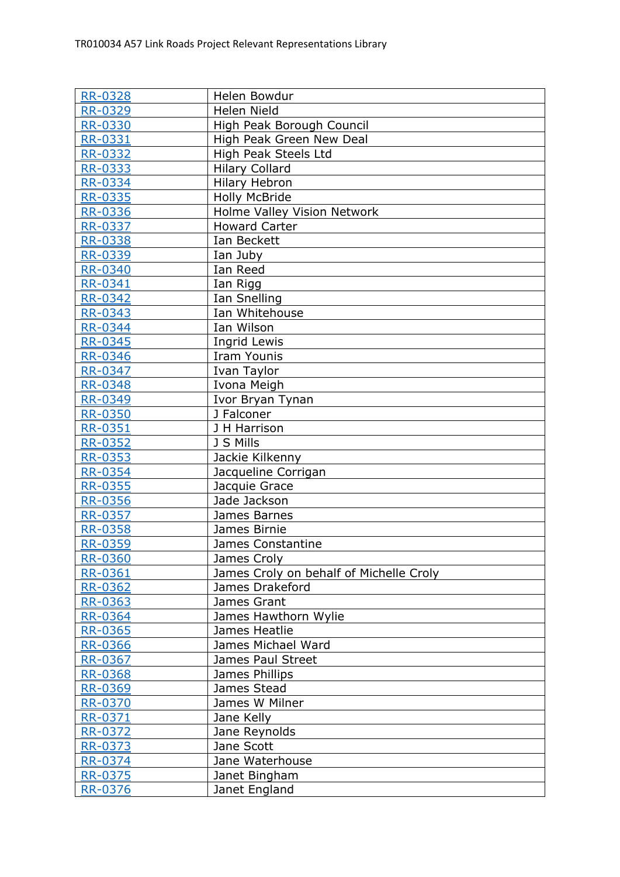| RR-0328 | Helen Bowdur |
|---|---|
| RR-0329 | Helen Nield |
| RR-0330 | High Peak Borough Council |
| RR-0331 | High Peak Green New Deal |
| RR-0332 | High Peak Steels Ltd |
| RR-0333 | Hilary Collard |
| RR-0334 | Hilary Hebron |
| RR-0335 | Holly McBride |
| RR-0336 | Holme Valley Vision Network |
| RR-0337 | Howard Carter |
| RR-0338 | Ian Beckett |
| RR-0339 | Ian Juby |
| RR-0340 | Ian Reed |
| RR-0341 | Ian Rigg |
| RR-0342 | Ian Snelling |
| RR-0343 | Ian Whitehouse |
| RR-0344 | Ian Wilson |
| RR-0345 | Ingrid Lewis |
| RR-0346 | Iram Younis |
| RR-0347 | Ivan Taylor |
| RR-0348 | Ivona Meigh |
| RR-0349 | Ivor Bryan Tynan |
| RR-0350 | J Falconer |
| RR-0351 | J H Harrison |
| RR-0352 | J S Mills |
| RR-0353 | Jackie Kilkenny |
| RR-0354 | Jacqueline Corrigan |
| RR-0355 | Jacquie Grace |
| RR-0356 | Jade Jackson |
| RR-0357 | James Barnes |
| RR-0358 | James Birnie |
| RR-0359 | James Constantine |
| RR-0360 | James Croly |
| RR-0361 | James Croly on behalf of Michelle Croly |
| RR-0362 | James Drakeford |
| RR-0363 | James Grant |
| RR-0364 | James Hawthorn Wylie |
| RR-0365 | James Heatlie |
| RR-0366 | James Michael Ward |
| RR-0367 | James Paul Street |
| RR-0368 | James Phillips |
| RR-0369 | James Stead |
| RR-0370 | James W Milner |
| RR-0371 | Jane Kelly |
| RR-0372 | Jane Reynolds |
| RR-0373 | Jane Scott |
| RR-0374 | Jane Waterhouse |
| RR-0375 | Janet Bingham |
| RR-0376 | Janet England |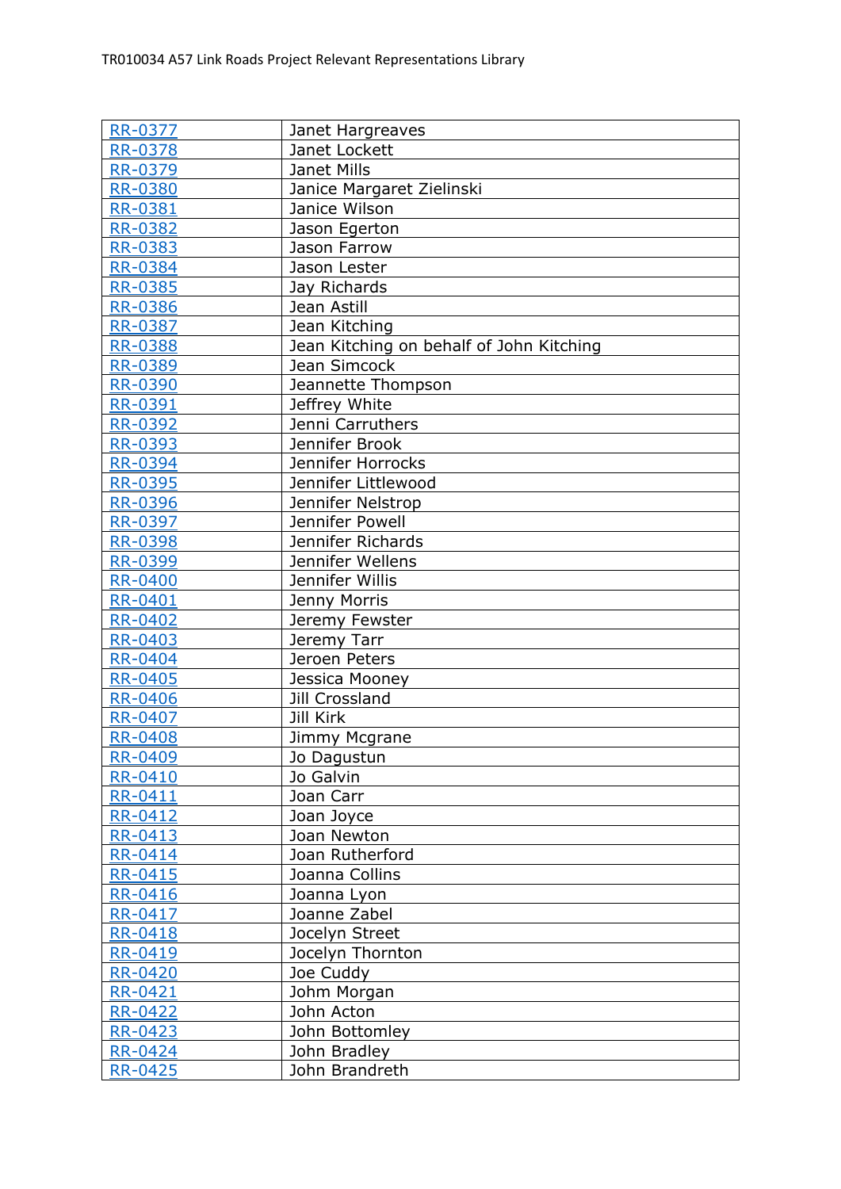| RR-0377 | Janet Hargreaves |
|---|---|
| RR-0378 | Janet Lockett |
| RR-0379 | Janet Mills |
| RR-0380 | Janice Margaret Zielinski |
| RR-0381 | Janice Wilson |
| RR-0382 | Jason Egerton |
| RR-0383 | Jason Farrow |
| RR-0384 | Jason Lester |
| RR-0385 | Jay Richards |
| RR-0386 | Jean Astill |
| RR-0387 | Jean Kitching |
| RR-0388 | Jean Kitching on behalf of John Kitching |
| RR-0389 | Jean Simcock |
| RR-0390 | Jeannette Thompson |
| RR-0391 | Jeffrey White |
| RR-0392 | Jenni Carruthers |
| RR-0393 | Jennifer Brook |
| RR-0394 | Jennifer Horrocks |
| RR-0395 | Jennifer Littlewood |
| RR-0396 | Jennifer Nelstrop |
| RR-0397 | Jennifer Powell |
| RR-0398 | Jennifer Richards |
| RR-0399 | Jennifer Wellens |
| RR-0400 | Jennifer Willis |
| RR-0401 | Jenny Morris |
| RR-0402 | Jeremy Fewster |
| RR-0403 | Jeremy Tarr |
| RR-0404 | Jeroen Peters |
| RR-0405 | Jessica Mooney |
| RR-0406 | Jill Crossland |
| RR-0407 | Jill Kirk |
| RR-0408 | Jimmy Mcgrane |
| RR-0409 | Jo Dagustun |
| RR-0410 | Jo Galvin |
| RR-0411 | Joan Carr |
| RR-0412 | Joan Joyce |
| RR-0413 | Joan Newton |
| RR-0414 | Joan Rutherford |
| RR-0415 | Joanna Collins |
| RR-0416 | Joanna Lyon |
| RR-0417 | Joanne Zabel |
| RR-0418 | Jocelyn Street |
| RR-0419 | Jocelyn Thornton |
| RR-0420 | Joe Cuddy |
| RR-0421 | Johm Morgan |
| RR-0422 | John Acton |
| RR-0423 | John Bottomley |
| RR-0424 | John Bradley |
| RR-0425 | John Brandreth |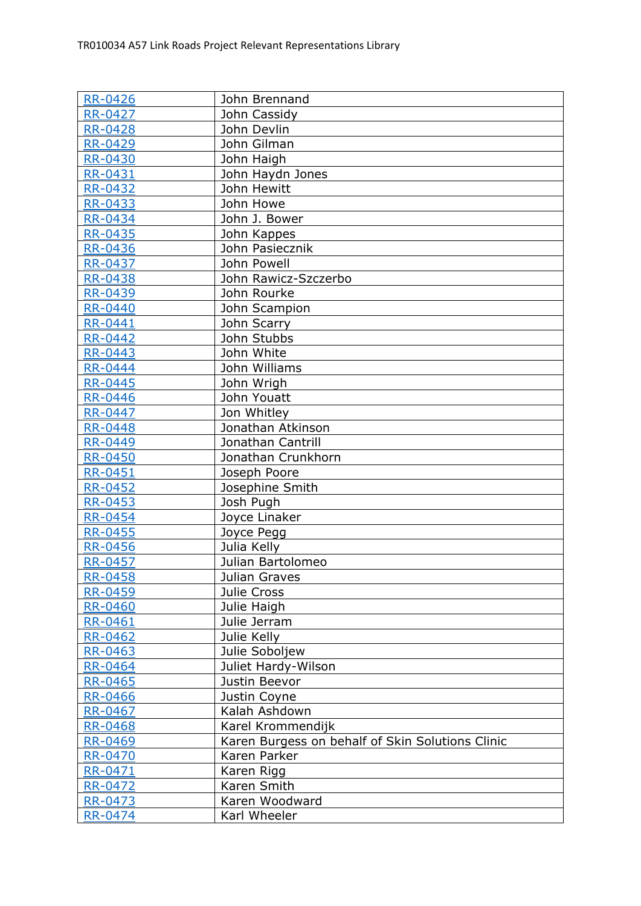| RR-0426 | John Brennand |
| --- | --- |
| RR-0427 | John Cassidy |
| RR-0428 | John Devlin |
| RR-0429 | John Gilman |
| RR-0430 | John Haigh |
| RR-0431 | John Haydn Jones |
| RR-0432 | John Hewitt |
| RR-0433 | John Howe |
| RR-0434 | John J. Bower |
| RR-0435 | John Kappes |
| RR-0436 | John Pasiecznik |
| RR-0437 | John Powell |
| RR-0438 | John Rawicz-Szczerbo |
| RR-0439 | John Rourke |
| RR-0440 | John Scampion |
| RR-0441 | John Scarry |
| RR-0442 | John Stubbs |
| RR-0443 | John White |
| RR-0444 | John Williams |
| RR-0445 | John Wrigh |
| RR-0446 | John Youatt |
| RR-0447 | Jon Whitley |
| RR-0448 | Jonathan Atkinson |
| RR-0449 | Jonathan Cantrill |
| RR-0450 | Jonathan Crunkhorn |
| RR-0451 | Joseph Poore |
| RR-0452 | Josephine Smith |
| RR-0453 | Josh Pugh |
| RR-0454 | Joyce Linaker |
| RR-0455 | Joyce Pegg |
| RR-0456 | Julia Kelly |
| RR-0457 | Julian Bartolomeo |
| RR-0458 | Julian Graves |
| RR-0459 | Julie Cross |
| RR-0460 | Julie Haigh |
| RR-0461 | Julie Jerram |
| RR-0462 | Julie Kelly |
| RR-0463 | Julie Soboljew |
| RR-0464 | Juliet Hardy-Wilson |
| RR-0465 | Justin Beevor |
| RR-0466 | Justin Coyne |
| RR-0467 | Kalah Ashdown |
| RR-0468 | Karel Krommendijk |
| RR-0469 | Karen Burgess on behalf of Skin Solutions Clinic |
| RR-0470 | Karen Parker |
| RR-0471 | Karen Rigg |
| RR-0472 | Karen Smith |
| RR-0473 | Karen Woodward |
| RR-0474 | Karl Wheeler |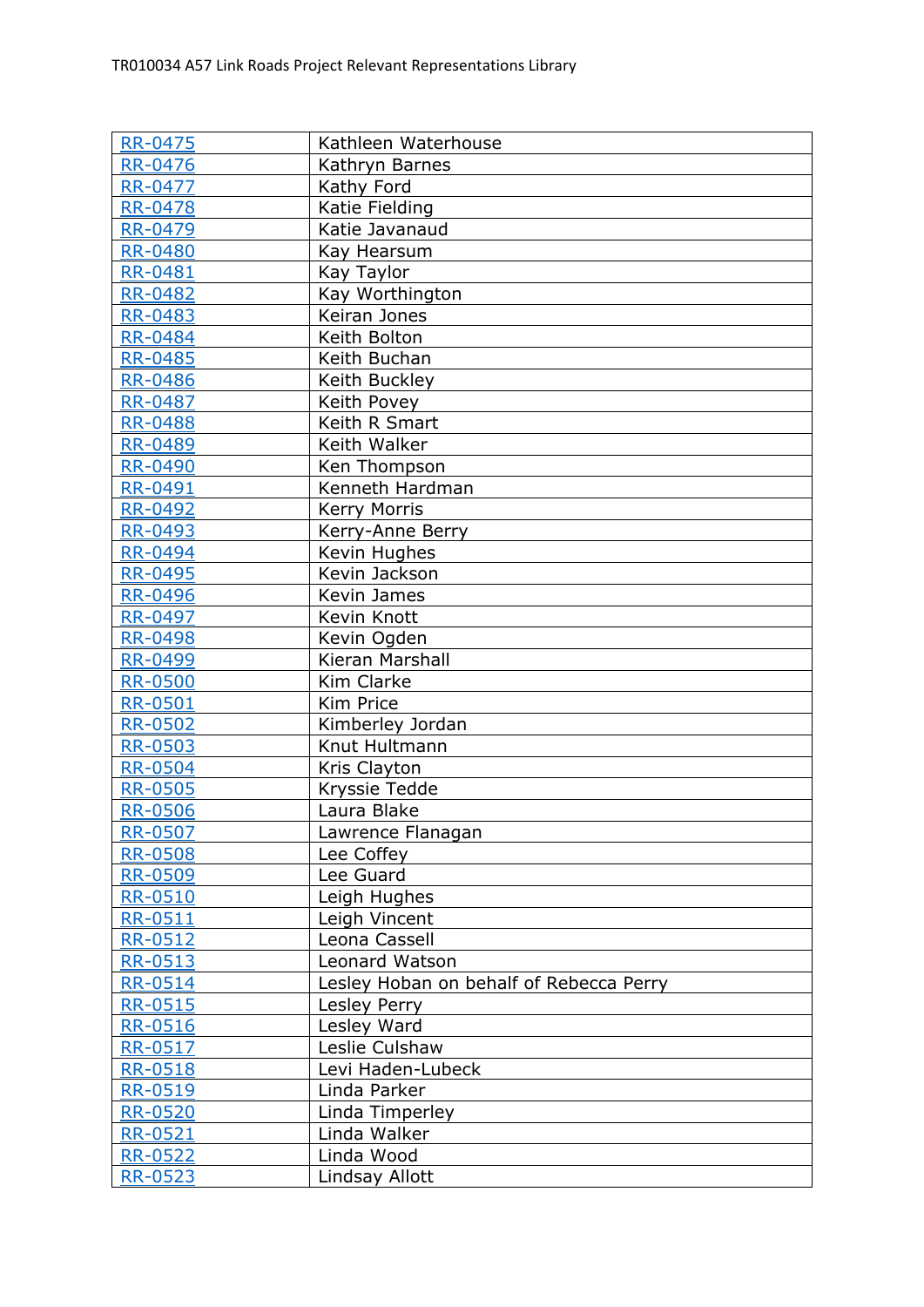| RR-0475 | Kathleen Waterhouse |
| --- | --- |
| RR-0476 | Kathryn Barnes |
| RR-0477 | Kathy Ford |
| RR-0478 | Katie Fielding |
| RR-0479 | Katie Javanaud |
| RR-0480 | Kay Hearsum |
| RR-0481 | Kay Taylor |
| RR-0482 | Kay Worthington |
| RR-0483 | Keiran Jones |
| RR-0484 | Keith Bolton |
| RR-0485 | Keith Buchan |
| RR-0486 | Keith Buckley |
| RR-0487 | Keith Povey |
| RR-0488 | Keith R Smart |
| RR-0489 | Keith Walker |
| RR-0490 | Ken Thompson |
| RR-0491 | Kenneth Hardman |
| RR-0492 | Kerry Morris |
| RR-0493 | Kerry-Anne Berry |
| RR-0494 | Kevin Hughes |
| RR-0495 | Kevin Jackson |
| RR-0496 | Kevin James |
| RR-0497 | Kevin Knott |
| RR-0498 | Kevin Ogden |
| RR-0499 | Kieran Marshall |
| RR-0500 | Kim Clarke |
| RR-0501 | Kim Price |
| RR-0502 | Kimberley Jordan |
| RR-0503 | Knut Hultmann |
| RR-0504 | Kris Clayton |
| RR-0505 | Kryssie Tedde |
| RR-0506 | Laura Blake |
| RR-0507 | Lawrence Flanagan |
| RR-0508 | Lee Coffey |
| RR-0509 | Lee Guard |
| RR-0510 | Leigh Hughes |
| RR-0511 | Leigh Vincent |
| RR-0512 | Leona Cassell |
| RR-0513 | Leonard Watson |
| RR-0514 | Lesley Hoban on behalf of Rebecca Perry |
| RR-0515 | Lesley Perry |
| RR-0516 | Lesley Ward |
| RR-0517 | Leslie Culshaw |
| RR-0518 | Levi Haden-Lubeck |
| RR-0519 | Linda Parker |
| RR-0520 | Linda Timperley |
| RR-0521 | Linda Walker |
| RR-0522 | Linda Wood |
| RR-0523 | Lindsay Allott |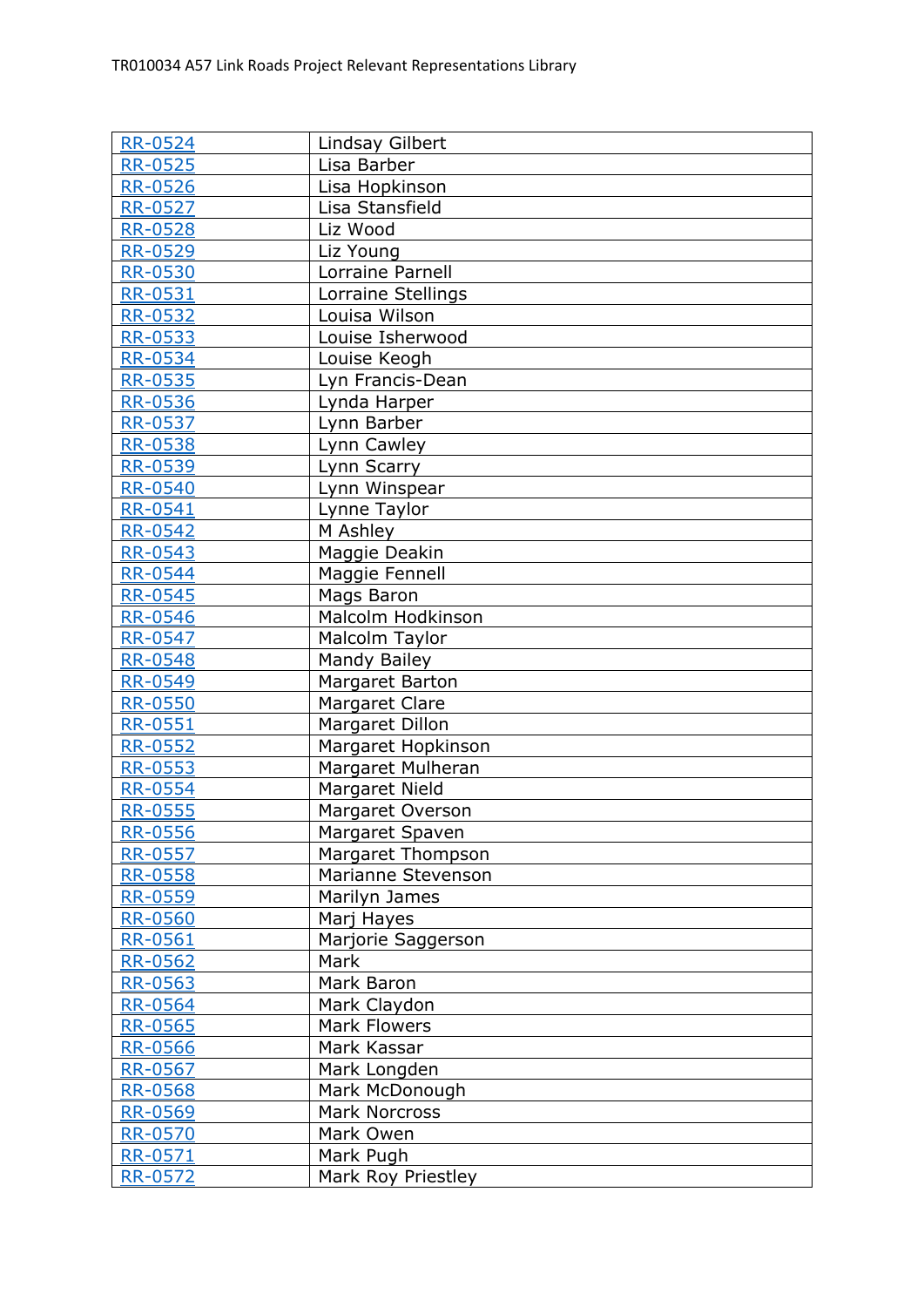| RR-0524 | Lindsay Gilbert |
|---|---|
| RR-0525 | Lisa Barber |
| RR-0526 | Lisa Hopkinson |
| RR-0527 | Lisa Stansfield |
| RR-0528 | Liz Wood |
| RR-0529 | Liz Young |
| RR-0530 | Lorraine Parnell |
| RR-0531 | Lorraine Stellings |
| RR-0532 | Louisa Wilson |
| RR-0533 | Louise Isherwood |
| RR-0534 | Louise Keogh |
| RR-0535 | Lyn Francis-Dean |
| RR-0536 | Lynda Harper |
| RR-0537 | Lynn Barber |
| RR-0538 | Lynn Cawley |
| RR-0539 | Lynn Scarry |
| RR-0540 | Lynn Winspear |
| RR-0541 | Lynne Taylor |
| RR-0542 | M Ashley |
| RR-0543 | Maggie Deakin |
| RR-0544 | Maggie Fennell |
| RR-0545 | Mags Baron |
| RR-0546 | Malcolm Hodkinson |
| RR-0547 | Malcolm Taylor |
| RR-0548 | Mandy Bailey |
| RR-0549 | Margaret Barton |
| RR-0550 | Margaret Clare |
| RR-0551 | Margaret Dillon |
| RR-0552 | Margaret Hopkinson |
| RR-0553 | Margaret Mulheran |
| RR-0554 | Margaret Nield |
| RR-0555 | Margaret Overson |
| RR-0556 | Margaret Spaven |
| RR-0557 | Margaret Thompson |
| RR-0558 | Marianne Stevenson |
| RR-0559 | Marilyn James |
| RR-0560 | Marj Hayes |
| RR-0561 | Marjorie Saggerson |
| RR-0562 | Mark |
| RR-0563 | Mark Baron |
| RR-0564 | Mark Claydon |
| RR-0565 | Mark Flowers |
| RR-0566 | Mark Kassar |
| RR-0567 | Mark Longden |
| RR-0568 | Mark McDonough |
| RR-0569 | Mark Norcross |
| RR-0570 | Mark Owen |
| RR-0571 | Mark Pugh |
| RR-0572 | Mark Roy Priestley |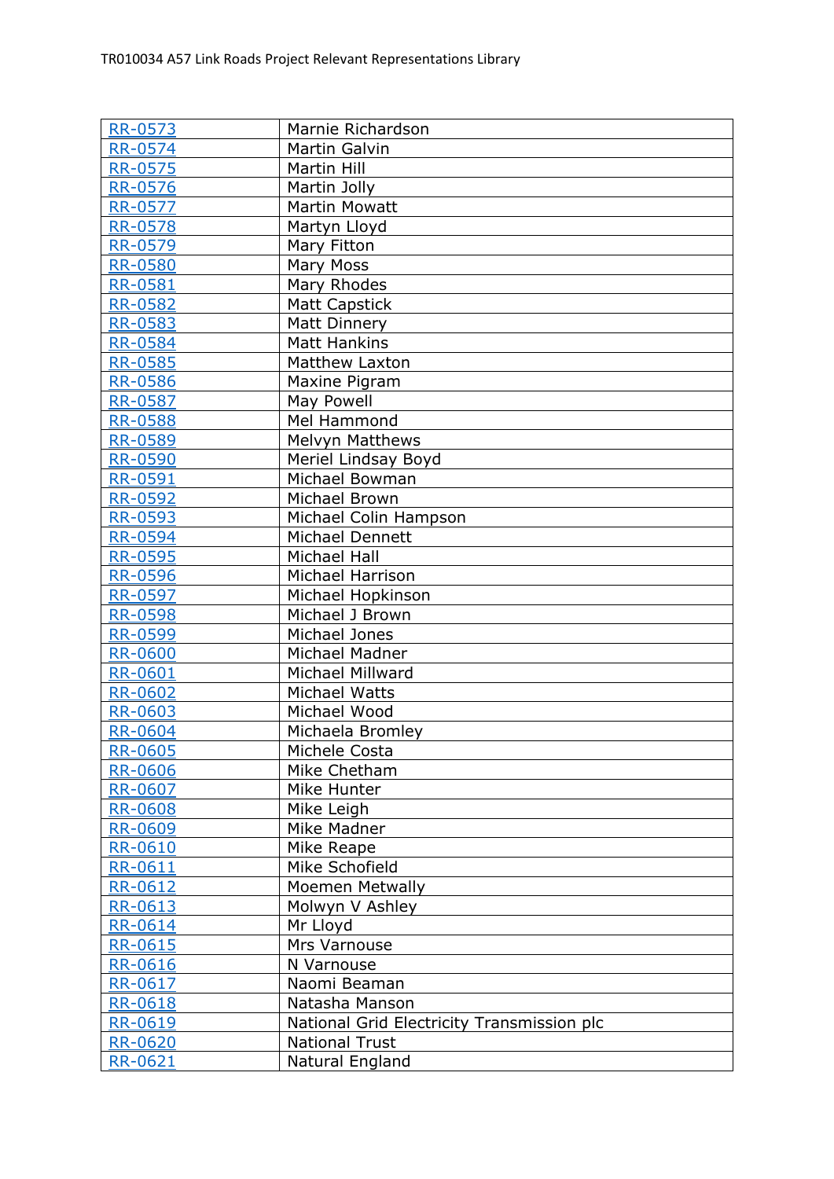| RR-0573 | Marnie Richardson |
|---|---|
| RR-0574 | Martin Galvin |
| RR-0575 | Martin Hill |
| RR-0576 | Martin Jolly |
| RR-0577 | Martin Mowatt |
| RR-0578 | Martyn Lloyd |
| RR-0579 | Mary Fitton |
| RR-0580 | Mary Moss |
| RR-0581 | Mary Rhodes |
| RR-0582 | Matt Capstick |
| RR-0583 | Matt Dinnery |
| RR-0584 | Matt Hankins |
| RR-0585 | Matthew Laxton |
| RR-0586 | Maxine Pigram |
| RR-0587 | May Powell |
| RR-0588 | Mel Hammond |
| RR-0589 | Melvyn Matthews |
| RR-0590 | Meriel Lindsay Boyd |
| RR-0591 | Michael Bowman |
| RR-0592 | Michael Brown |
| RR-0593 | Michael Colin Hampson |
| RR-0594 | Michael Dennett |
| RR-0595 | Michael Hall |
| RR-0596 | Michael Harrison |
| RR-0597 | Michael Hopkinson |
| RR-0598 | Michael J Brown |
| RR-0599 | Michael Jones |
| RR-0600 | Michael Madner |
| RR-0601 | Michael Millward |
| RR-0602 | Michael Watts |
| RR-0603 | Michael Wood |
| RR-0604 | Michaela Bromley |
| RR-0605 | Michele Costa |
| RR-0606 | Mike Chetham |
| RR-0607 | Mike Hunter |
| RR-0608 | Mike Leigh |
| RR-0609 | Mike Madner |
| RR-0610 | Mike Reape |
| RR-0611 | Mike Schofield |
| RR-0612 | Moemen Metwally |
| RR-0613 | Molwyn V Ashley |
| RR-0614 | Mr Lloyd |
| RR-0615 | Mrs Varnouse |
| RR-0616 | N Varnouse |
| RR-0617 | Naomi Beaman |
| RR-0618 | Natasha Manson |
| RR-0619 | National Grid Electricity Transmission plc |
| RR-0620 | National Trust |
| RR-0621 | Natural England |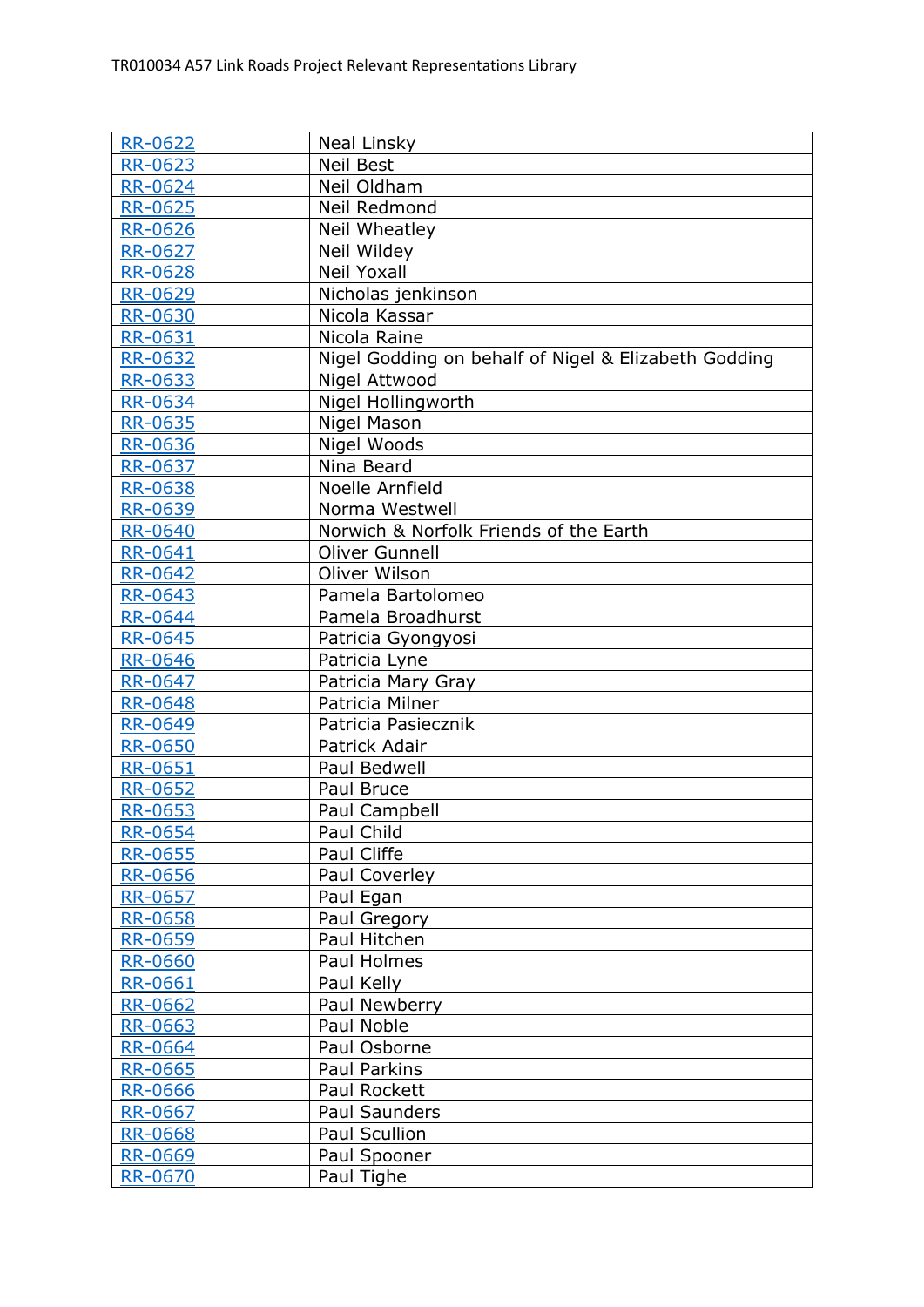| RR-0622 | Neal Linsky |
|---|---|
| RR-0623 | Neil Best |
| RR-0624 | Neil Oldham |
| RR-0625 | Neil Redmond |
| RR-0626 | Neil Wheatley |
| RR-0627 | Neil Wildey |
| RR-0628 | Neil Yoxall |
| RR-0629 | Nicholas jenkinson |
| RR-0630 | Nicola Kassar |
| RR-0631 | Nicola Raine |
| RR-0632 | Nigel Godding on behalf of Nigel & Elizabeth Godding |
| RR-0633 | Nigel Attwood |
| RR-0634 | Nigel Hollingworth |
| RR-0635 | Nigel Mason |
| RR-0636 | Nigel Woods |
| RR-0637 | Nina Beard |
| RR-0638 | Noelle Arnfield |
| RR-0639 | Norma Westwell |
| RR-0640 | Norwich & Norfolk Friends of the Earth |
| RR-0641 | Oliver Gunnell |
| RR-0642 | Oliver Wilson |
| RR-0643 | Pamela Bartolomeo |
| RR-0644 | Pamela Broadhurst |
| RR-0645 | Patricia Gyongyosi |
| RR-0646 | Patricia Lyne |
| RR-0647 | Patricia Mary Gray |
| RR-0648 | Patricia Milner |
| RR-0649 | Patricia Pasiecznik |
| RR-0650 | Patrick Adair |
| RR-0651 | Paul Bedwell |
| RR-0652 | Paul Bruce |
| RR-0653 | Paul Campbell |
| RR-0654 | Paul Child |
| RR-0655 | Paul Cliffe |
| RR-0656 | Paul Coverley |
| RR-0657 | Paul Egan |
| RR-0658 | Paul Gregory |
| RR-0659 | Paul Hitchen |
| RR-0660 | Paul Holmes |
| RR-0661 | Paul Kelly |
| RR-0662 | Paul Newberry |
| RR-0663 | Paul Noble |
| RR-0664 | Paul Osborne |
| RR-0665 | Paul Parkins |
| RR-0666 | Paul Rockett |
| RR-0667 | Paul Saunders |
| RR-0668 | Paul Scullion |
| RR-0669 | Paul Spooner |
| RR-0670 | Paul Tighe |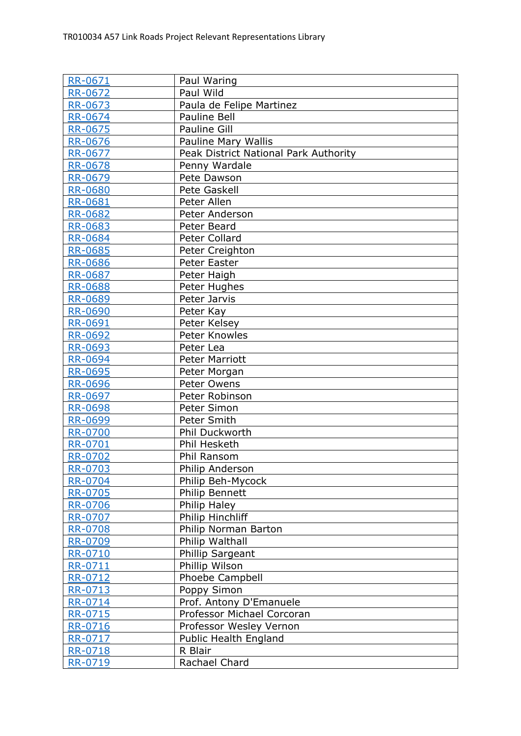| RR-0671 | Paul Waring |
|---|---|
| RR-0672 | Paul Wild |
| RR-0673 | Paula de Felipe Martinez |
| RR-0674 | Pauline Bell |
| RR-0675 | Pauline Gill |
| RR-0676 | Pauline Mary Wallis |
| RR-0677 | Peak District National Park Authority |
| RR-0678 | Penny Wardale |
| RR-0679 | Pete Dawson |
| RR-0680 | Pete Gaskell |
| RR-0681 | Peter Allen |
| RR-0682 | Peter Anderson |
| RR-0683 | Peter Beard |
| RR-0684 | Peter Collard |
| RR-0685 | Peter Creighton |
| RR-0686 | Peter Easter |
| RR-0687 | Peter Haigh |
| RR-0688 | Peter Hughes |
| RR-0689 | Peter Jarvis |
| RR-0690 | Peter Kay |
| RR-0691 | Peter Kelsey |
| RR-0692 | Peter Knowles |
| RR-0693 | Peter Lea |
| RR-0694 | Peter Marriott |
| RR-0695 | Peter Morgan |
| RR-0696 | Peter Owens |
| RR-0697 | Peter Robinson |
| RR-0698 | Peter Simon |
| RR-0699 | Peter Smith |
| RR-0700 | Phil Duckworth |
| RR-0701 | Phil Hesketh |
| RR-0702 | Phil Ransom |
| RR-0703 | Philip Anderson |
| RR-0704 | Philip Beh-Mycock |
| RR-0705 | Philip Bennett |
| RR-0706 | Philip Haley |
| RR-0707 | Philip Hinchliff |
| RR-0708 | Philip Norman Barton |
| RR-0709 | Philip Walthall |
| RR-0710 | Phillip Sargeant |
| RR-0711 | Phillip Wilson |
| RR-0712 | Phoebe Campbell |
| RR-0713 | Poppy Simon |
| RR-0714 | Prof. Antony D'Emanuele |
| RR-0715 | Professor Michael Corcoran |
| RR-0716 | Professor Wesley Vernon |
| RR-0717 | Public Health England |
| RR-0718 | R Blair |
| RR-0719 | Rachael Chard |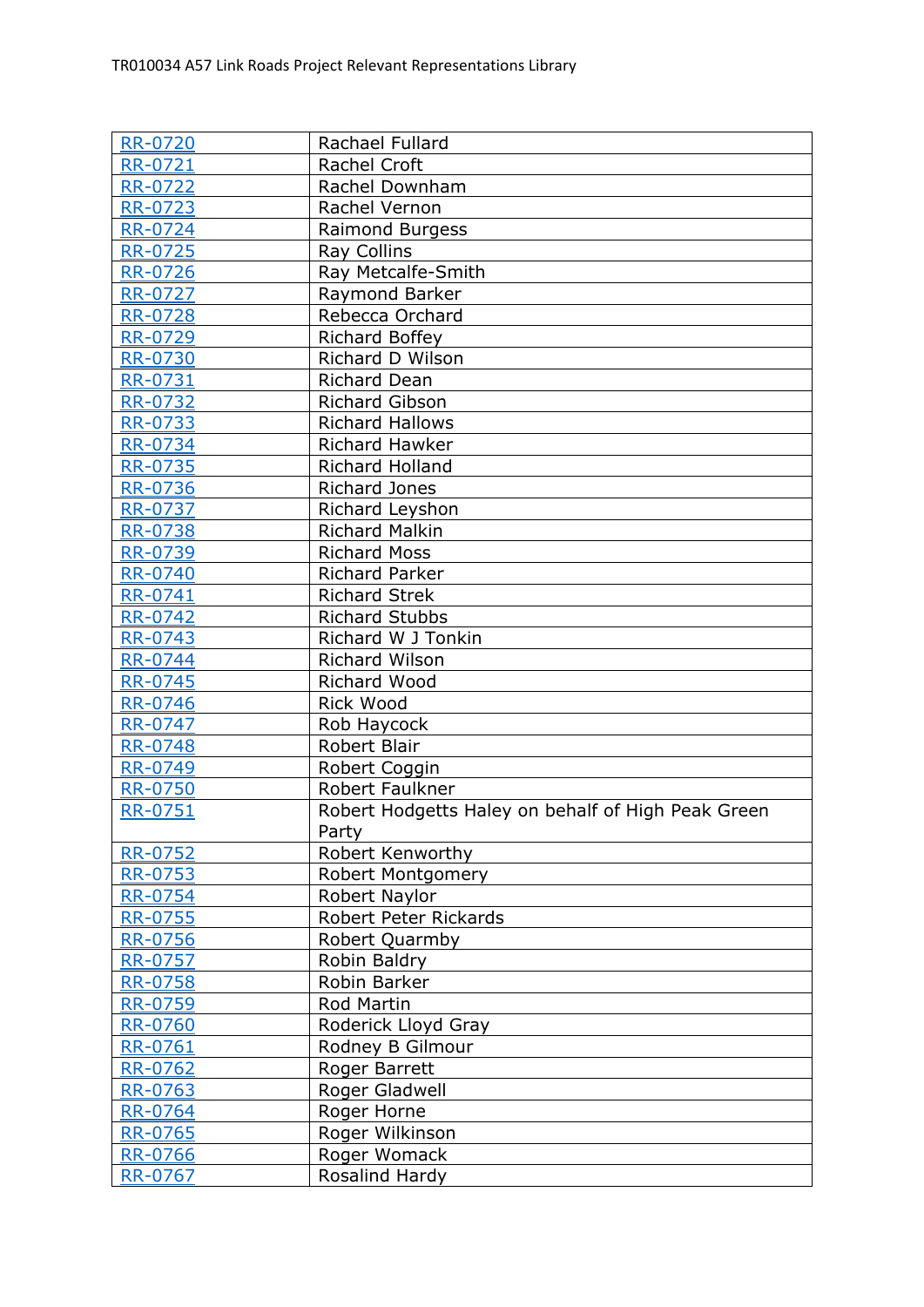| RR-0720 | Rachael Fullard |
|---|---|
| RR-0721 | Rachel Croft |
| RR-0722 | Rachel Downham |
| RR-0723 | Rachel Vernon |
| RR-0724 | Raimond Burgess |
| RR-0725 | Ray Collins |
| RR-0726 | Ray Metcalfe-Smith |
| RR-0727 | Raymond Barker |
| RR-0728 | Rebecca Orchard |
| RR-0729 | Richard Boffey |
| RR-0730 | Richard D Wilson |
| RR-0731 | Richard Dean |
| RR-0732 | Richard Gibson |
| RR-0733 | Richard Hallows |
| RR-0734 | Richard Hawker |
| RR-0735 | Richard Holland |
| RR-0736 | Richard Jones |
| RR-0737 | Richard Leyshon |
| RR-0738 | Richard Malkin |
| RR-0739 | Richard Moss |
| RR-0740 | Richard Parker |
| RR-0741 | Richard Strek |
| RR-0742 | Richard Stubbs |
| RR-0743 | Richard W J Tonkin |
| RR-0744 | Richard Wilson |
| RR-0745 | Richard Wood |
| RR-0746 | Rick Wood |
| RR-0747 | Rob Haycock |
| RR-0748 | Robert Blair |
| RR-0749 | Robert Coggin |
| RR-0750 | Robert Faulkner |
| RR-0751 | Robert Hodgetts Haley on behalf of High Peak Green Party |
| RR-0752 | Robert Kenworthy |
| RR-0753 | Robert Montgomery |
| RR-0754 | Robert Naylor |
| RR-0755 | Robert Peter Rickards |
| RR-0756 | Robert Quarmby |
| RR-0757 | Robin Baldry |
| RR-0758 | Robin Barker |
| RR-0759 | Rod Martin |
| RR-0760 | Roderick Lloyd Gray |
| RR-0761 | Rodney B Gilmour |
| RR-0762 | Roger Barrett |
| RR-0763 | Roger Gladwell |
| RR-0764 | Roger Horne |
| RR-0765 | Roger Wilkinson |
| RR-0766 | Roger Womack |
| RR-0767 | Rosalind Hardy |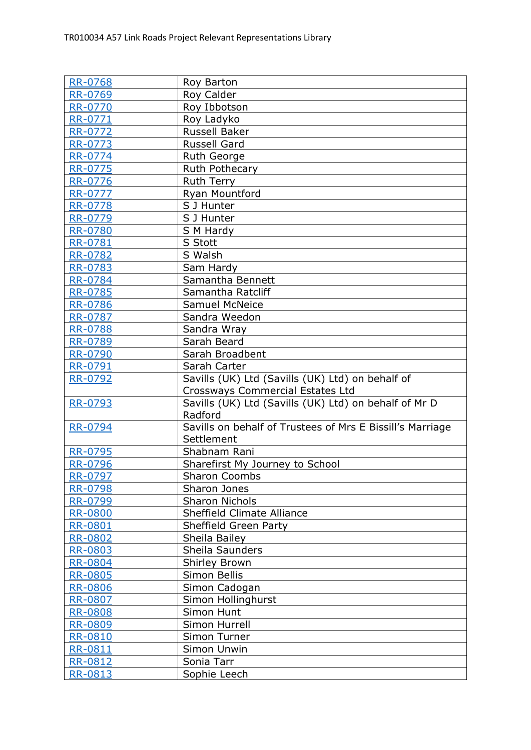| | |
|---|---|
| RR-0768 | Roy Barton |
| RR-0769 | Roy Calder |
| RR-0770 | Roy Ibbotson |
| RR-0771 | Roy Ladyko |
| RR-0772 | Russell Baker |
| RR-0773 | Russell Gard |
| RR-0774 | Ruth George |
| RR-0775 | Ruth Pothecary |
| RR-0776 | Ruth Terry |
| RR-0777 | Ryan Mountford |
| RR-0778 | S J Hunter |
| RR-0779 | S J Hunter |
| RR-0780 | S M Hardy |
| RR-0781 | S Stott |
| RR-0782 | S Walsh |
| RR-0783 | Sam Hardy |
| RR-0784 | Samantha Bennett |
| RR-0785 | Samantha Ratcliff |
| RR-0786 | Samuel McNeice |
| RR-0787 | Sandra Weedon |
| RR-0788 | Sandra Wray |
| RR-0789 | Sarah Beard |
| RR-0790 | Sarah Broadbent |
| RR-0791 | Sarah Carter |
| RR-0792 | Savills (UK) Ltd (Savills (UK) Ltd) on behalf of Crossways Commercial Estates Ltd |
| RR-0793 | Savills (UK) Ltd (Savills (UK) Ltd) on behalf of Mr D Radford |
| RR-0794 | Savills on behalf of Trustees of Mrs E Bissill's Marriage Settlement |
| RR-0795 | Shabnam Rani |
| RR-0796 | Sharefirst My Journey to School |
| RR-0797 | Sharon Coombs |
| RR-0798 | Sharon Jones |
| RR-0799 | Sharon Nichols |
| RR-0800 | Sheffield Climate Alliance |
| RR-0801 | Sheffield Green Party |
| RR-0802 | Sheila Bailey |
| RR-0803 | Sheila Saunders |
| RR-0804 | Shirley Brown |
| RR-0805 | Simon Bellis |
| RR-0806 | Simon Cadogan |
| RR-0807 | Simon Hollinghurst |
| RR-0808 | Simon Hunt |
| RR-0809 | Simon Hurrell |
| RR-0810 | Simon Turner |
| RR-0811 | Simon Unwin |
| RR-0812 | Sonia Tarr |
| RR-0813 | Sophie Leech |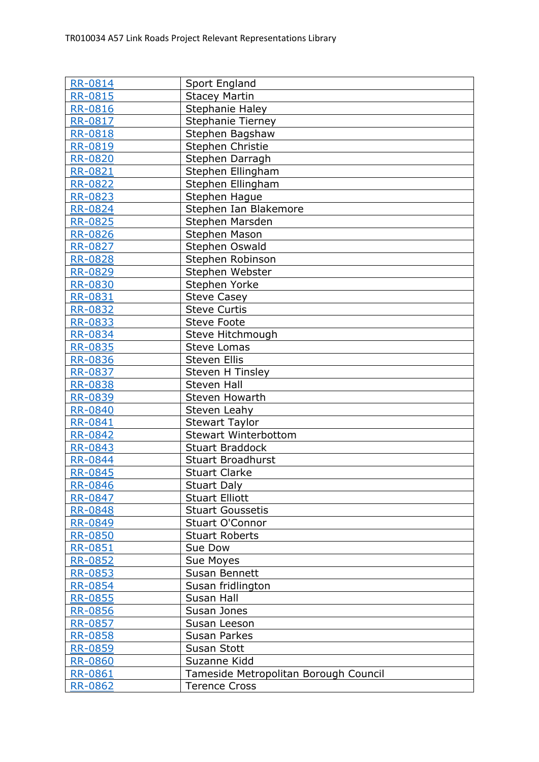| RR-0814 | Sport England |
|---|---|
| RR-0815 | Stacey Martin |
| RR-0816 | Stephanie Haley |
| RR-0817 | Stephanie Tierney |
| RR-0818 | Stephen Bagshaw |
| RR-0819 | Stephen Christie |
| RR-0820 | Stephen Darragh |
| RR-0821 | Stephen Ellingham |
| RR-0822 | Stephen Ellingham |
| RR-0823 | Stephen Hague |
| RR-0824 | Stephen Ian Blakemore |
| RR-0825 | Stephen Marsden |
| RR-0826 | Stephen Mason |
| RR-0827 | Stephen Oswald |
| RR-0828 | Stephen Robinson |
| RR-0829 | Stephen Webster |
| RR-0830 | Stephen Yorke |
| RR-0831 | Steve Casey |
| RR-0832 | Steve Curtis |
| RR-0833 | Steve Foote |
| RR-0834 | Steve Hitchmough |
| RR-0835 | Steve Lomas |
| RR-0836 | Steven Ellis |
| RR-0837 | Steven H Tinsley |
| RR-0838 | Steven Hall |
| RR-0839 | Steven Howarth |
| RR-0840 | Steven Leahy |
| RR-0841 | Stewart Taylor |
| RR-0842 | Stewart Winterbottom |
| RR-0843 | Stuart Braddock |
| RR-0844 | Stuart Broadhurst |
| RR-0845 | Stuart Clarke |
| RR-0846 | Stuart Daly |
| RR-0847 | Stuart Elliott |
| RR-0848 | Stuart Goussetis |
| RR-0849 | Stuart O'Connor |
| RR-0850 | Stuart Roberts |
| RR-0851 | Sue Dow |
| RR-0852 | Sue Moyes |
| RR-0853 | Susan Bennett |
| RR-0854 | Susan fridlington |
| RR-0855 | Susan Hall |
| RR-0856 | Susan Jones |
| RR-0857 | Susan Leeson |
| RR-0858 | Susan Parkes |
| RR-0859 | Susan Stott |
| RR-0860 | Suzanne Kidd |
| RR-0861 | Tameside Metropolitan Borough Council |
| RR-0862 | Terence Cross |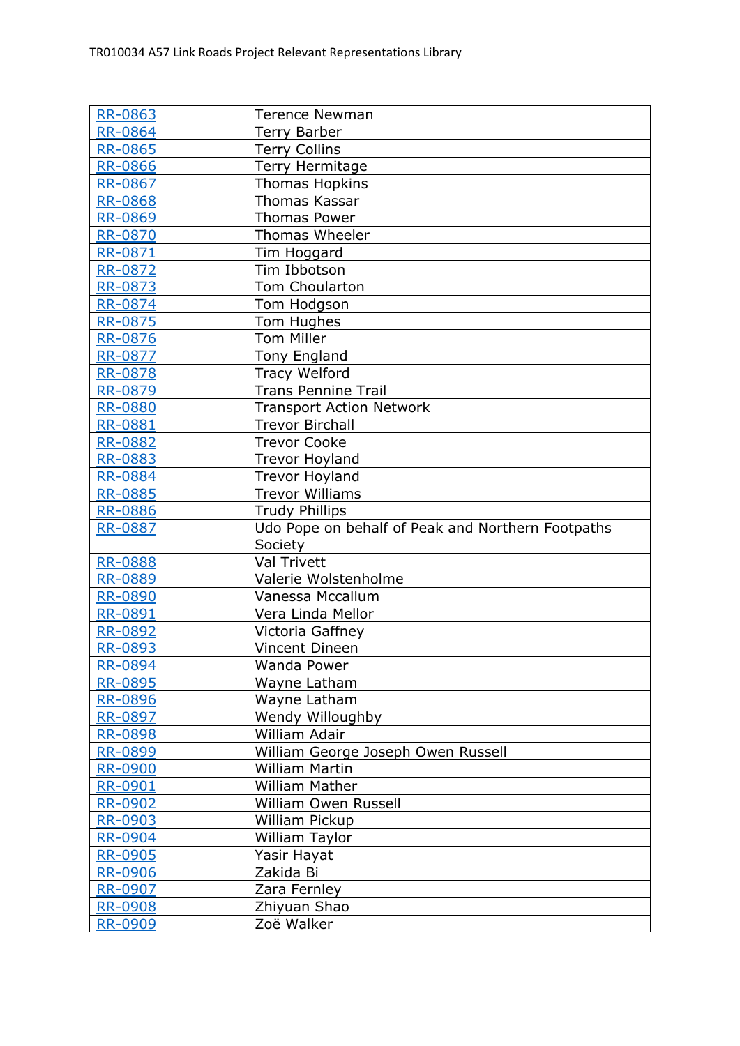| | |
|---|---|
| RR-0863 | Terence Newman |
| RR-0864 | Terry Barber |
| RR-0865 | Terry Collins |
| RR-0866 | Terry Hermitage |
| RR-0867 | Thomas Hopkins |
| RR-0868 | Thomas Kassar |
| RR-0869 | Thomas Power |
| RR-0870 | Thomas Wheeler |
| RR-0871 | Tim Hoggard |
| RR-0872 | Tim Ibbotson |
| RR-0873 | Tom Choularton |
| RR-0874 | Tom Hodgson |
| RR-0875 | Tom Hughes |
| RR-0876 | Tom Miller |
| RR-0877 | Tony England |
| RR-0878 | Tracy Welford |
| RR-0879 | Trans Pennine Trail |
| RR-0880 | Transport Action Network |
| RR-0881 | Trevor Birchall |
| RR-0882 | Trevor Cooke |
| RR-0883 | Trevor Hoyland |
| RR-0884 | Trevor Hoyland |
| RR-0885 | Trevor Williams |
| RR-0886 | Trudy Phillips |
| RR-0887 | Udo Pope on behalf of Peak and Northern Footpaths Society |
| RR-0888 | Val Trivett |
| RR-0889 | Valerie Wolstenholme |
| RR-0890 | Vanessa Mccallum |
| RR-0891 | Vera Linda Mellor |
| RR-0892 | Victoria Gaffney |
| RR-0893 | Vincent Dineen |
| RR-0894 | Wanda Power |
| RR-0895 | Wayne Latham |
| RR-0896 | Wayne Latham |
| RR-0897 | Wendy Willoughby |
| RR-0898 | William Adair |
| RR-0899 | William George Joseph Owen Russell |
| RR-0900 | William Martin |
| RR-0901 | William Mather |
| RR-0902 | William Owen Russell |
| RR-0903 | William Pickup |
| RR-0904 | William Taylor |
| RR-0905 | Yasir Hayat |
| RR-0906 | Zakida Bi |
| RR-0907 | Zara Fernley |
| RR-0908 | Zhiyuan Shao |
| RR-0909 | Zoë Walker |